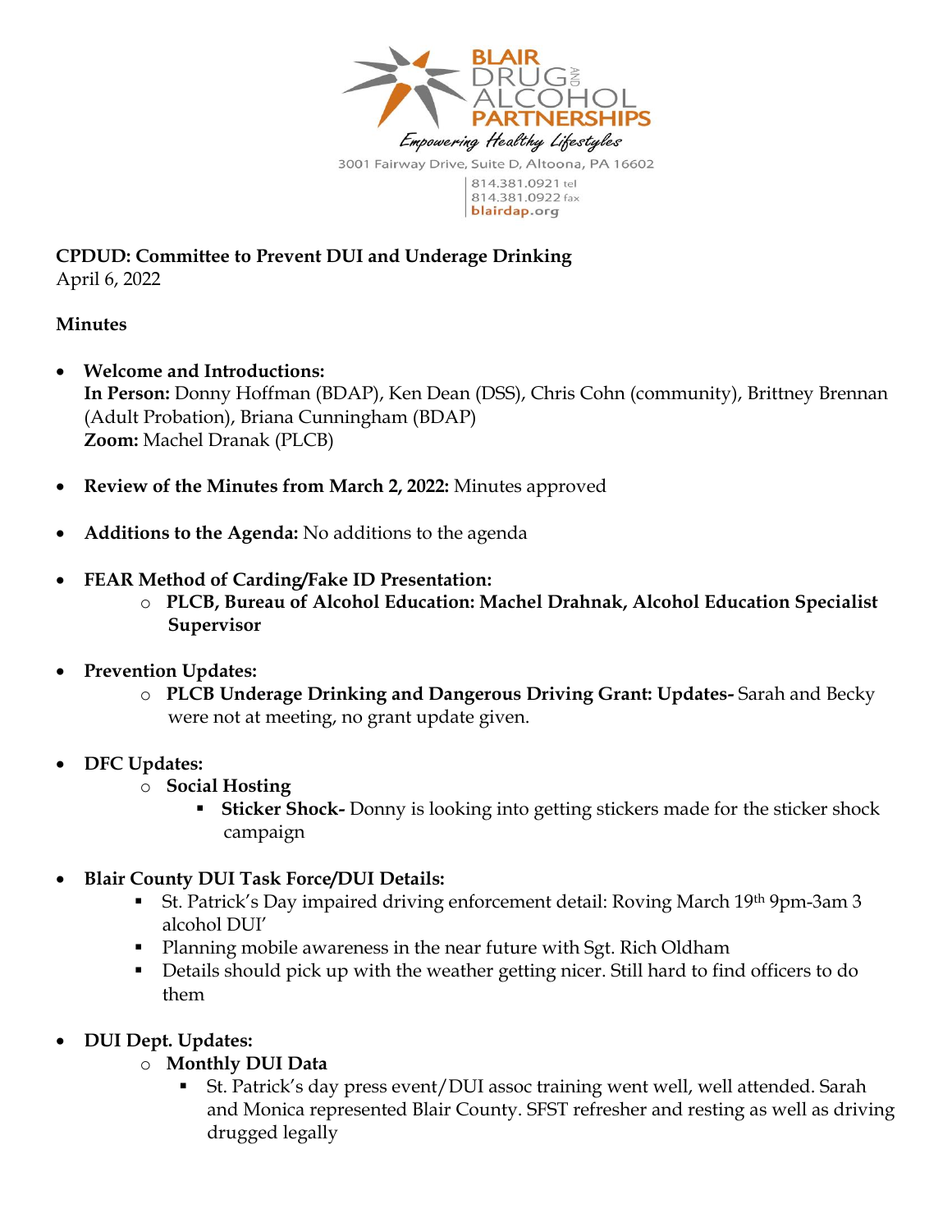BLAIR DRUG AND ALCOHOL PARTNERSHIPS

*Empowering Healthy Lifestyles*

3001 Fairway Drive, Suite D, Altoona, PA 16602

814.381.0921 tel
814.381.0922 fax
blairdap.org

**CPDUD: Committee to Prevent DUI and Underage Drinking**
April 6, 2022

**Minutes**

- **Welcome and Introductions:**
  **In Person:** Donny Hoffman (BDAP), Ken Dean (DSS), Chris Cohn (community), Brittney Brennan (Adult Probation), Briana Cunningham (BDAP)
  **Zoom:** Machel Dranak (PLCB)
- **Review of the Minutes from March 2, 2022:** Minutes approved
- **Additions to the Agenda:** No additions to the agenda
- **FEAR Method of Carding/Fake ID Presentation:**
  - **PLCB, Bureau of Alcohol Education: Machel Drahnak, Alcohol Education Specialist Supervisor**
- **Prevention Updates:**
  - **PLCB Underage Drinking and Dangerous Driving Grant: Updates-** Sarah and Becky were not at meeting, no grant update given.
- **DFC Updates:**
  - **Social Hosting**
    - **Sticker Shock-** Donny is looking into getting stickers made for the sticker shock campaign
- **Blair County DUI Task Force/DUI Details:**
  - St. Patrick's Day impaired driving enforcement detail: Roving March 19th 9pm-3am 3 alcohol DUI'
  - Planning mobile awareness in the near future with Sgt. Rich Oldham
  - Details should pick up with the weather getting nicer. Still hard to find officers to do them
- **DUI Dept. Updates:**
  - **Monthly DUI Data**
    - St. Patrick's day press event/DUI assoc training went well, well attended. Sarah and Monica represented Blair County. SFST refresher and resting as well as driving drugged legally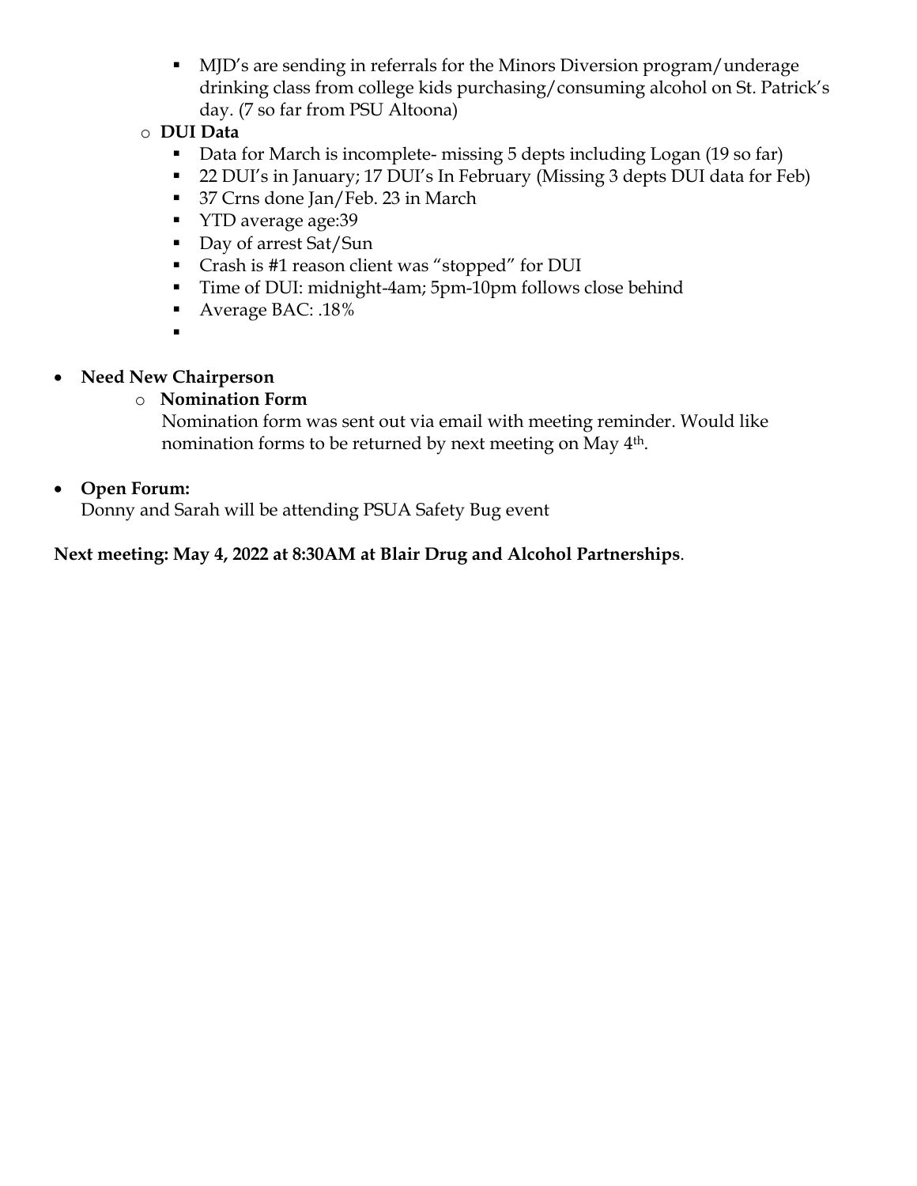- MJD's are sending in referrals for the Minors Diversion program/underage drinking class from college kids purchasing/consuming alcohol on St. Patrick's day. (7 so far from PSU Altoona)

- **DUI Data**
  - Data for March is incomplete- missing 5 depts including Logan (19 so far)
  - 22 DUI's in January; 17 DUI's In February (Missing 3 depts DUI data for Feb)
  - 37 Crns done Jan/Feb. 23 in March
  - YTD average age:39
  - Day of arrest Sat/Sun
  - Crash is #1 reason client was "stopped" for DUI
  - Time of DUI: midnight-4am; 5pm-10pm follows close behind
  - Average BAC: .18%

- **Need New Chairperson**
  - **Nomination Form**

    Nomination form was sent out via email with meeting reminder. Would like nomination forms to be returned by next meeting on May 4th.

- **Open Forum:**

  Donny and Sarah will be attending PSUA Safety Bug event

**Next meeting: May 4, 2022 at 8:30AM at Blair Drug and Alcohol Partnerships**.